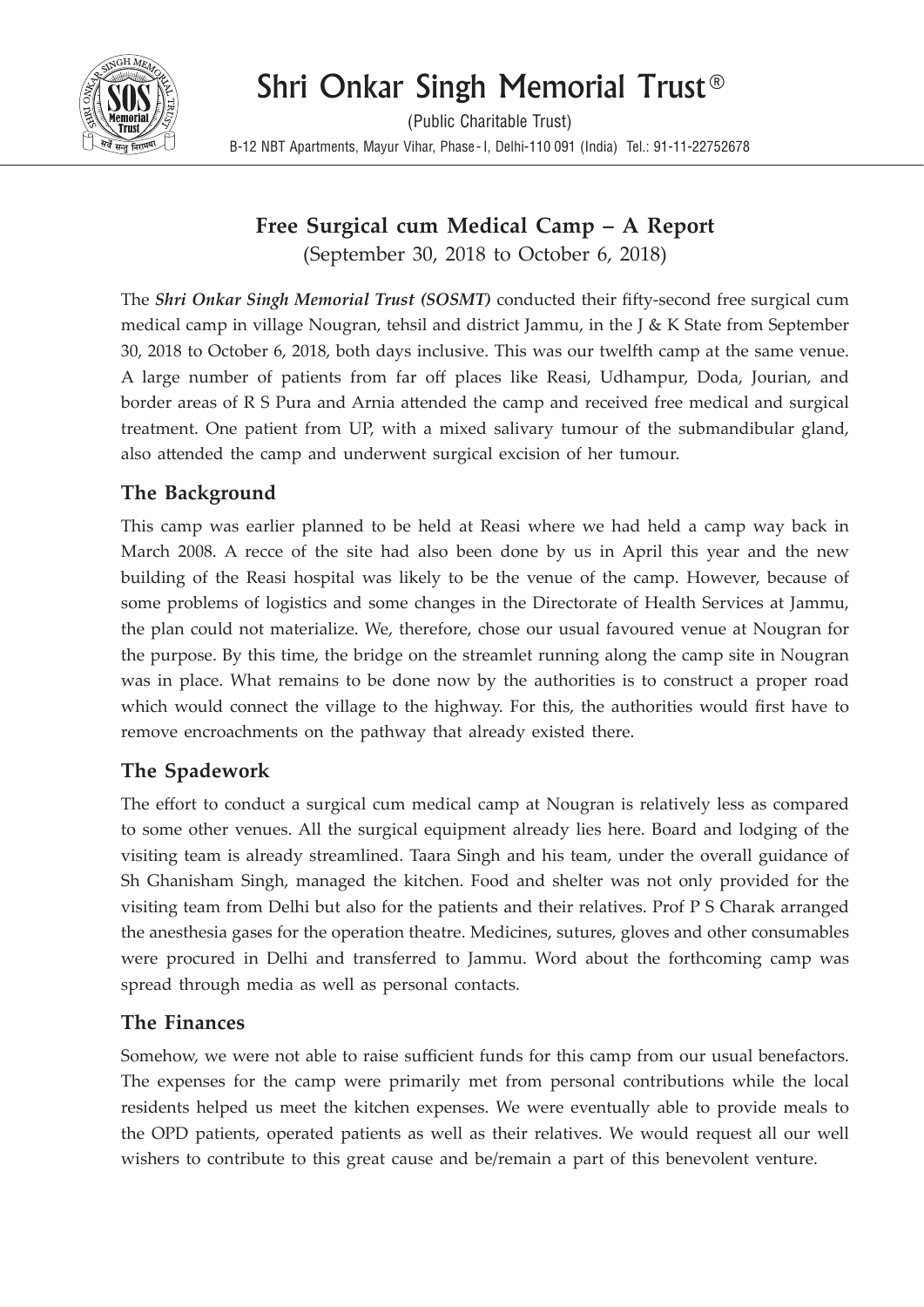# Shri Onkar Singh Memorial Trust®

(Public Charitable Trust)

B-12 NBT Apartments, Mayur Vihar, Phase - I, Delhi-110 091 (India) Tel.: 91-11-22752678

## Free Surgical cum Medical Camp – A Report

(September 30, 2018 to October 6, 2018)

The ***Shri Onkar Singh Memorial Trust (SOSMT)*** conducted their fifty-second free surgical cum medical camp in village Nougran, tehsil and district Jammu, in the J & K State from September 30, 2018 to October 6, 2018, both days inclusive. This was our twelfth camp at the same venue. A large number of patients from far off places like Reasi, Udhampur, Doda, Jourian, and border areas of R S Pura and Arnia attended the camp and received free medical and surgical treatment. One patient from UP, with a mixed salivary tumour of the submandibular gland, also attended the camp and underwent surgical excision of her tumour.

### The Background

This camp was earlier planned to be held at Reasi where we had held a camp way back in March 2008. A recce of the site had also been done by us in April this year and the new building of the Reasi hospital was likely to be the venue of the camp. However, because of some problems of logistics and some changes in the Directorate of Health Services at Jammu, the plan could not materialize. We, therefore, chose our usual favoured venue at Nougran for the purpose. By this time, the bridge on the streamlet running along the camp site in Nougran was in place. What remains to be done now by the authorities is to construct a proper road which would connect the village to the highway. For this, the authorities would first have to remove encroachments on the pathway that already existed there.

### The Spadework

The effort to conduct a surgical cum medical camp at Nougran is relatively less as compared to some other venues. All the surgical equipment already lies here. Board and lodging of the visiting team is already streamlined. Taara Singh and his team, under the overall guidance of Sh Ghanisham Singh, managed the kitchen. Food and shelter was not only provided for the visiting team from Delhi but also for the patients and their relatives. Prof P S Charak arranged the anesthesia gases for the operation theatre. Medicines, sutures, gloves and other consumables were procured in Delhi and transferred to Jammu. Word about the forthcoming camp was spread through media as well as personal contacts.

### The Finances

Somehow, we were not able to raise sufficient funds for this camp from our usual benefactors. The expenses for the camp were primarily met from personal contributions while the local residents helped us meet the kitchen expenses. We were eventually able to provide meals to the OPD patients, operated patients as well as their relatives. We would request all our well wishers to contribute to this great cause and be/remain a part of this benevolent venture.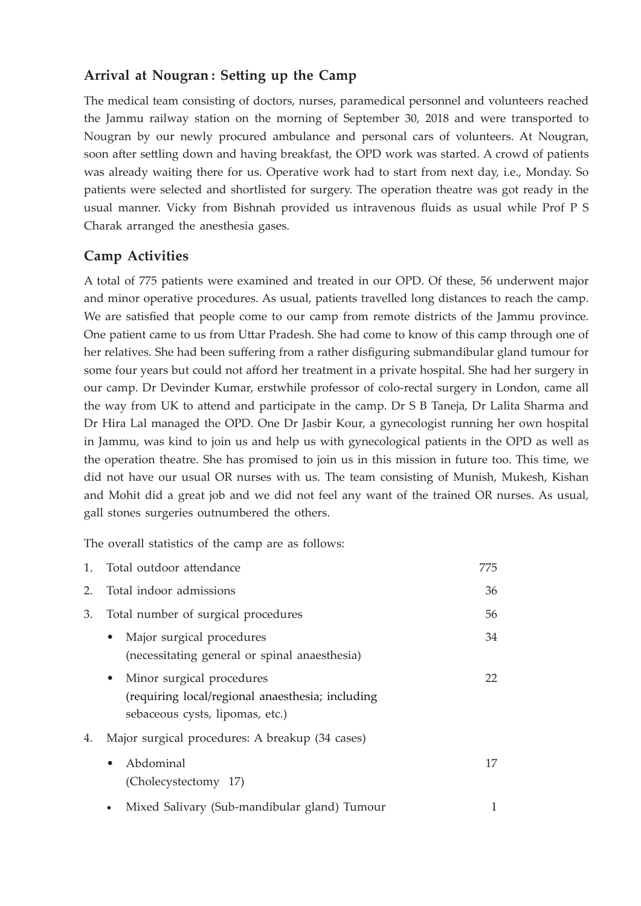## Arrival at Nougran : Setting up the Camp

The medical team consisting of doctors, nurses, paramedical personnel and volunteers reached the Jammu railway station on the morning of September 30, 2018 and were transported to Nougran by our newly procured ambulance and personal cars of volunteers. At Nougran, soon after settling down and having breakfast, the OPD work was started. A crowd of patients was already waiting there for us. Operative work had to start from next day, i.e., Monday. So patients were selected and shortlisted for surgery. The operation theatre was got ready in the usual manner. Vicky from Bishnah provided us intravenous fluids as usual while Prof P S Charak arranged the anesthesia gases.

## Camp Activities

A total of 775 patients were examined and treated in our OPD. Of these, 56 underwent major and minor operative procedures. As usual, patients travelled long distances to reach the camp. We are satisfied that people come to our camp from remote districts of the Jammu province. One patient came to us from Uttar Pradesh. She had come to know of this camp through one of her relatives. She had been suffering from a rather disfiguring submandibular gland tumour for some four years but could not afford her treatment in a private hospital. She had her surgery in our camp. Dr Devinder Kumar, erstwhile professor of colo-rectal surgery in London, came all the way from UK to attend and participate in the camp. Dr S B Taneja, Dr Lalita Sharma and Dr Hira Lal managed the OPD. One Dr Jasbir Kour, a gynecologist running her own hospital in Jammu, was kind to join us and help us with gynecological patients in the OPD as well as the operation theatre. She has promised to join us in this mission in future too. This time, we did not have our usual OR nurses with us. The team consisting of Munish, Mukesh, Kishan and Mohit did a great job and we did not feel any want of the trained OR nurses. As usual, gall stones surgeries outnumbered the others.

The overall statistics of the camp are as follows:

1. Total outdoor attendance — 775
2. Total indoor admissions — 36
3. Total number of surgical procedures — 56
   - Major surgical procedures (necessitating general or spinal anaesthesia) — 34
   - Minor surgical procedures (requiring local/regional anaesthesia; including sebaceous cysts, lipomas, etc.) — 22
4. Major surgical procedures: A breakup (34 cases)
   - Abdominal (Cholecystectomy 17) — 17
   - Mixed Salivary (Sub-mandibular gland) Tumour — 1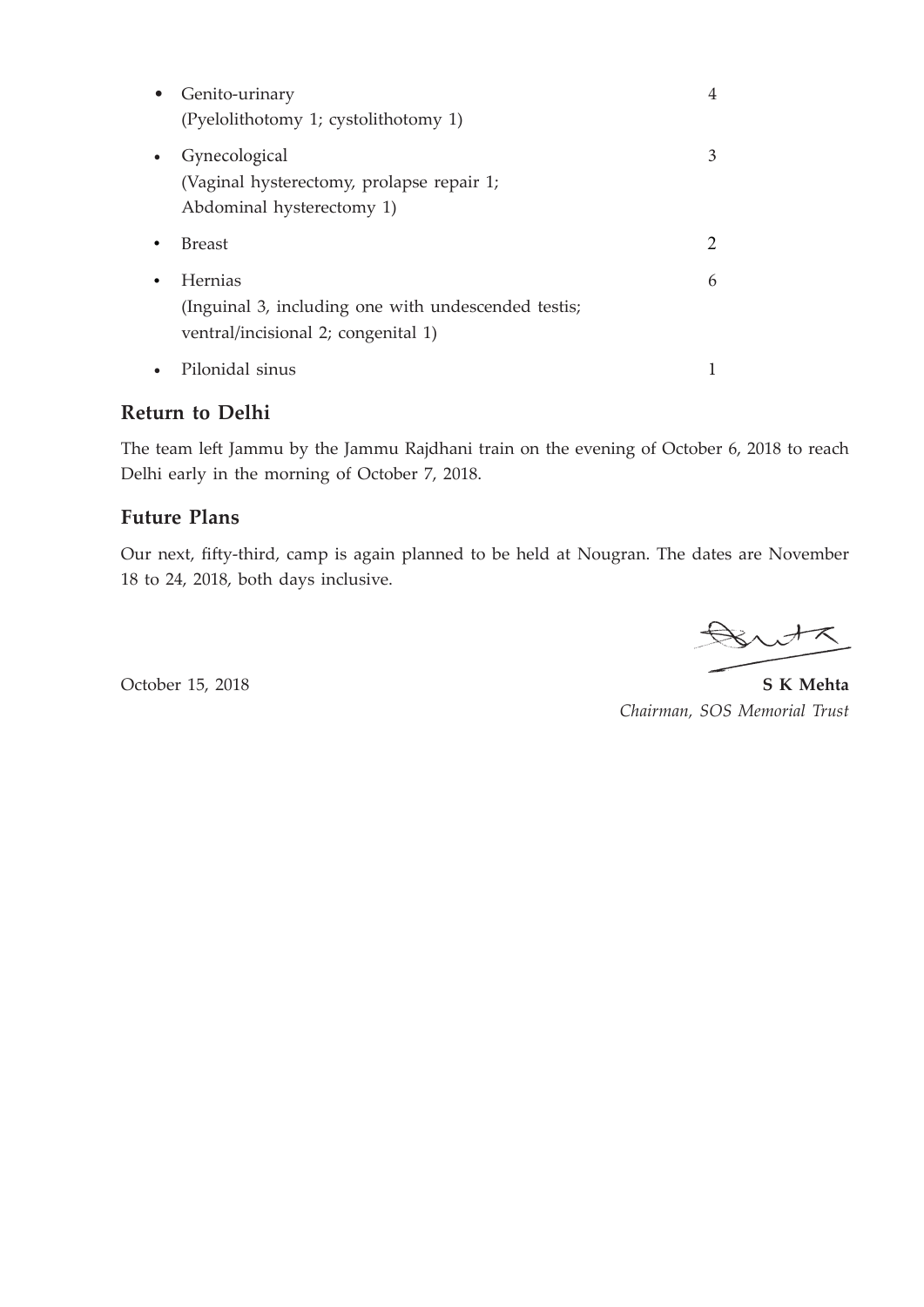- Genito-urinary 4
  (Pyelolithotomy 1; cystolithotomy 1)
- Gynecological 3
  (Vaginal hysterectomy, prolapse repair 1;
  Abdominal hysterectomy 1)
- Breast 2
- Hernias 6
  (Inguinal 3, including one with undescended testis;
  ventral/incisional 2; congenital 1)
- Pilonidal sinus 1

## Return to Delhi

The team left Jammu by the Jammu Rajdhani train on the evening of October 6, 2018 to reach Delhi early in the morning of October 7, 2018.

## Future Plans

Our next, fifty-third, camp is again planned to be held at Nougran. The dates are November 18 to 24, 2018, both days inclusive.

October 15, 2018

**S K Mehta**
*Chairman, SOS Memorial Trust*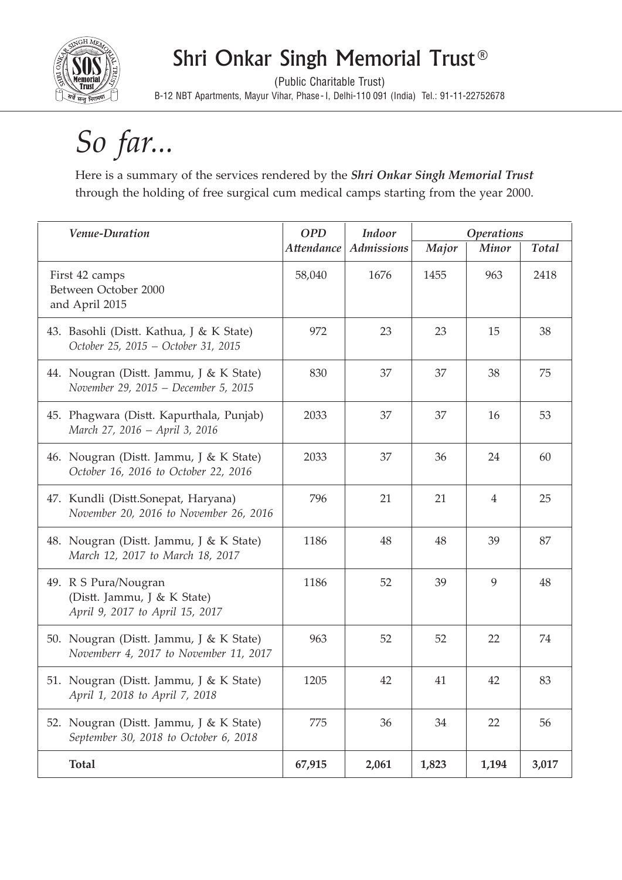# Shri Onkar Singh Memorial Trust®

(Public Charitable Trust)
B-12 NBT Apartments, Mayur Vihar, Phase - I, Delhi-110 091 (India) Tel.: 91-11-22752678

# *So far...*

Here is a summary of the services rendered by the ***Shri Onkar Singh Memorial Trust*** through the holding of free surgical cum medical camps starting from the year 2000.

| *Venue-Duration* | *OPD Attendance* | *Indoor Admissions* | *Operations* | | |
|---|---|---|---|---|---|
| | | | *Major* | *Minor* | *Total* |
| First 42 camps Between October 2000 and April 2015 | 58,040 | 1676 | 1455 | 963 | 2418 |
| 43. Basohli (Distt. Kathua, J & K State) *October 25, 2015 – October 31, 2015* | 972 | 23 | 23 | 15 | 38 |
| 44. Nougran (Distt. Jammu, J & K State) *November 29, 2015 – December 5, 2015* | 830 | 37 | 37 | 38 | 75 |
| 45. Phagwara (Distt. Kapurthala, Punjab) *March 27, 2016 – April 3, 2016* | 2033 | 37 | 37 | 16 | 53 |
| 46. Nougran (Distt. Jammu, J & K State) *October 16, 2016 to October 22, 2016* | 2033 | 37 | 36 | 24 | 60 |
| 47. Kundli (Distt.Sonepat, Haryana) *November 20, 2016 to November 26, 2016* | 796 | 21 | 21 | 4 | 25 |
| 48. Nougran (Distt. Jammu, J & K State) *March 12, 2017 to March 18, 2017* | 1186 | 48 | 48 | 39 | 87 |
| 49. R S Pura/Nougran (Distt. Jammu, J & K State) *April 9, 2017 to April 15, 2017* | 1186 | 52 | 39 | 9 | 48 |
| 50. Nougran (Distt. Jammu, J & K State) *Novemberr 4, 2017 to November 11, 2017* | 963 | 52 | 52 | 22 | 74 |
| 51. Nougran (Distt. Jammu, J & K State) *April 1, 2018 to April 7, 2018* | 1205 | 42 | 41 | 42 | 83 |
| 52. Nougran (Distt. Jammu, J & K State) *September 30, 2018 to October 6, 2018* | 775 | 36 | 34 | 22 | 56 |
| **Total** | **67,915** | **2,061** | **1,823** | **1,194** | **3,017** |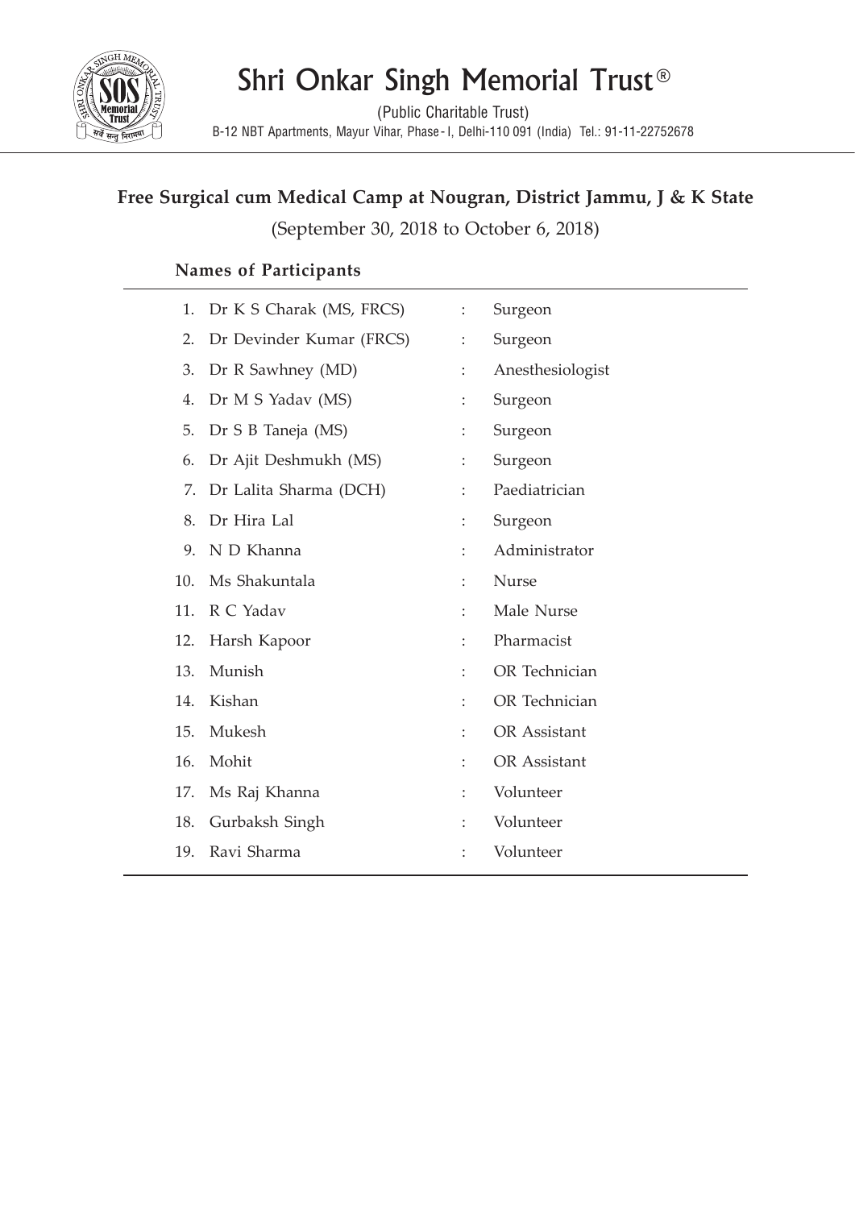# Shri Onkar Singh Memorial Trust®

(Public Charitable Trust)

B-12 NBT Apartments, Mayur Vihar, Phase-I, Delhi-110 091 (India) Tel.: 91-11-22752678

## Free Surgical cum Medical Camp at Nougran, District Jammu, J & K State

(September 30, 2018 to October 6, 2018)

### Names of Participants

| | | | |
|---|---|---|---|
| 1. | Dr K S Charak (MS, FRCS) | : | Surgeon |
| 2. | Dr Devinder Kumar (FRCS) | : | Surgeon |
| 3. | Dr R Sawhney (MD) | : | Anesthesiologist |
| 4. | Dr M S Yadav (MS) | : | Surgeon |
| 5. | Dr S B Taneja (MS) | : | Surgeon |
| 6. | Dr Ajit Deshmukh (MS) | : | Surgeon |
| 7. | Dr Lalita Sharma (DCH) | : | Paediatrician |
| 8. | Dr Hira Lal | : | Surgeon |
| 9. | N D Khanna | : | Administrator |
| 10. | Ms Shakuntala | : | Nurse |
| 11. | R C Yadav | : | Male Nurse |
| 12. | Harsh Kapoor | : | Pharmacist |
| 13. | Munish | : | OR Technician |
| 14. | Kishan | : | OR Technician |
| 15. | Mukesh | : | OR Assistant |
| 16. | Mohit | : | OR Assistant |
| 17. | Ms Raj Khanna | : | Volunteer |
| 18. | Gurbaksh Singh | : | Volunteer |
| 19. | Ravi Sharma | : | Volunteer |